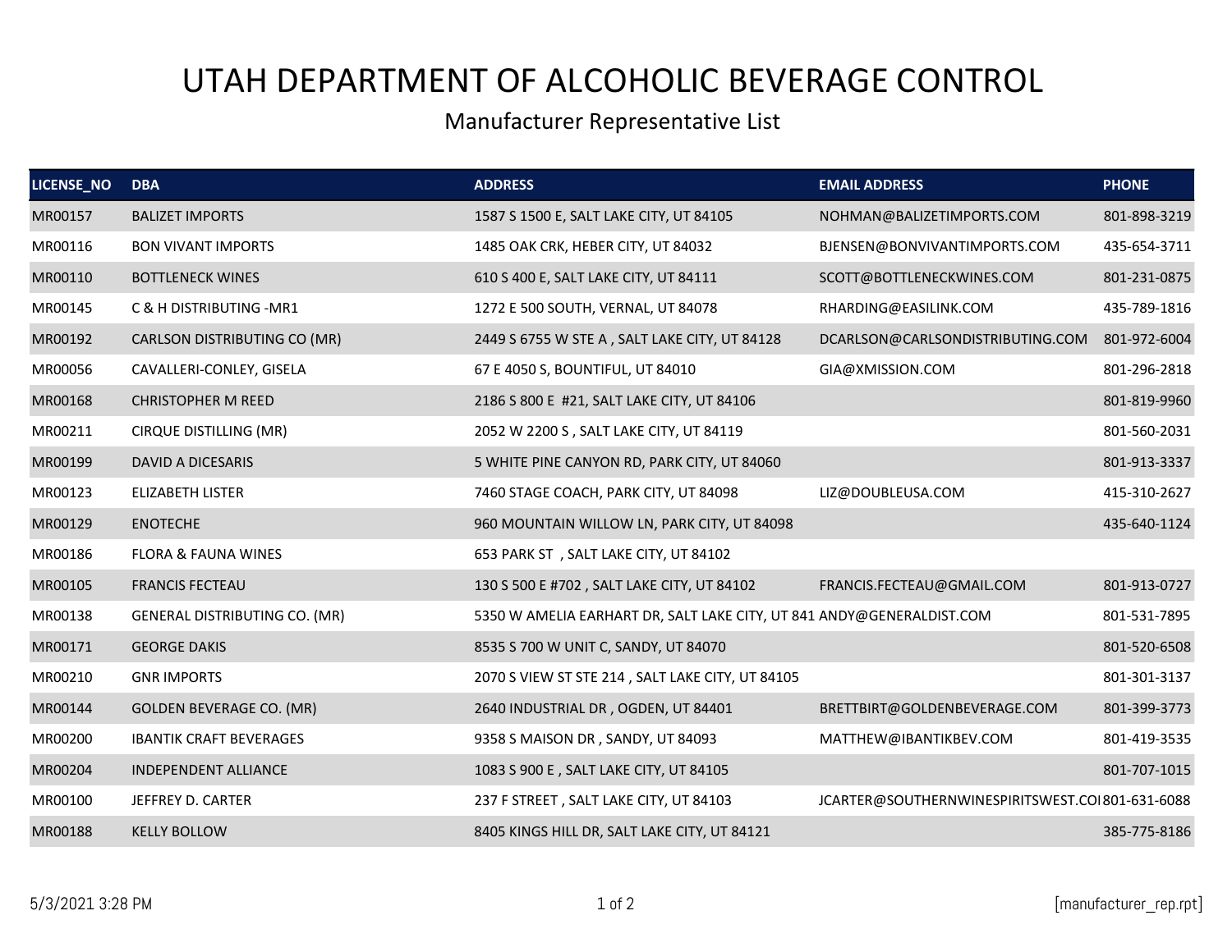# UTAH DEPARTMENT OF ALCOHOLIC BEVERAGE CONTROL

## Manufacturer Representative List

| LICENSE_NO | DBA | ADDRESS | EMAIL ADDRESS | PHONE |
|---|---|---|---|---|
| MR00157 | BALIZET IMPORTS | 1587 S 1500 E, SALT LAKE CITY, UT 84105 | NOHMAN@BALIZETIMPORTS.COM | 801-898-3219 |
| MR00116 | BON VIVANT IMPORTS | 1485 OAK CRK, HEBER CITY, UT 84032 | BJENSEN@BONVIVANTIMPORTS.COM | 435-654-3711 |
| MR00110 | BOTTLENECK WINES | 610 S 400 E, SALT LAKE CITY, UT 84111 | SCOTT@BOTTLENECKWINES.COM | 801-231-0875 |
| MR00145 | C & H DISTRIBUTING -MR1 | 1272 E 500 SOUTH, VERNAL, UT 84078 | RHARDING@EASILINK.COM | 435-789-1816 |
| MR00192 | CARLSON DISTRIBUTING CO (MR) | 2449 S 6755 W STE A , SALT LAKE CITY, UT 84128 | DCARLSON@CARLSONDISTRIBUTING.COM | 801-972-6004 |
| MR00056 | CAVALLERI-CONLEY, GISELA | 67 E 4050 S, BOUNTIFUL, UT 84010 | GIA@XMISSION.COM | 801-296-2818 |
| MR00168 | CHRISTOPHER M REED | 2186 S 800 E #21, SALT LAKE CITY, UT 84106 | | 801-819-9960 |
| MR00211 | CIRQUE DISTILLING (MR) | 2052 W 2200 S , SALT LAKE CITY, UT 84119 | | 801-560-2031 |
| MR00199 | DAVID A DICESARIS | 5 WHITE PINE CANYON RD, PARK CITY, UT 84060 | | 801-913-3337 |
| MR00123 | ELIZABETH LISTER | 7460 STAGE COACH, PARK CITY, UT 84098 | LIZ@DOUBLEUSA.COM | 415-310-2627 |
| MR00129 | ENOTECHE | 960 MOUNTAIN WILLOW LN, PARK CITY, UT 84098 | | 435-640-1124 |
| MR00186 | FLORA & FAUNA WINES | 653 PARK ST , SALT LAKE CITY, UT 84102 | | |
| MR00105 | FRANCIS FECTEAU | 130 S 500 E #702 , SALT LAKE CITY, UT 84102 | FRANCIS.FECTEAU@GMAIL.COM | 801-913-0727 |
| MR00138 | GENERAL DISTRIBUTING CO. (MR) | 5350 W AMELIA EARHART DR, SALT LAKE CITY, UT 841 | ANDY@GENERALDIST.COM | 801-531-7895 |
| MR00171 | GEORGE DAKIS | 8535 S 700 W UNIT C, SANDY, UT 84070 | | 801-520-6508 |
| MR00210 | GNR IMPORTS | 2070 S VIEW ST STE 214 , SALT LAKE CITY, UT 84105 | | 801-301-3137 |
| MR00144 | GOLDEN BEVERAGE CO. (MR) | 2640 INDUSTRIAL DR , OGDEN, UT 84401 | BRETTBIRT@GOLDENBEVERAGE.COM | 801-399-3773 |
| MR00200 | IBANTIK CRAFT BEVERAGES | 9358 S MAISON DR , SANDY, UT 84093 | MATTHEW@IBANTIKBEV.COM | 801-419-3535 |
| MR00204 | INDEPENDENT ALLIANCE | 1083 S 900 E , SALT LAKE CITY, UT 84105 | | 801-707-1015 |
| MR00100 | JEFFREY D. CARTER | 237 F STREET , SALT LAKE CITY, UT 84103 | JCARTER@SOUTHERNWINESPIRITSWEST.CO | 801-631-6088 |
| MR00188 | KELLY BOLLOW | 8405 KINGS HILL DR, SALT LAKE CITY, UT 84121 | | 385-775-8186 |

5/3/2021 3:28 PM [manufacturer_rep.rpt]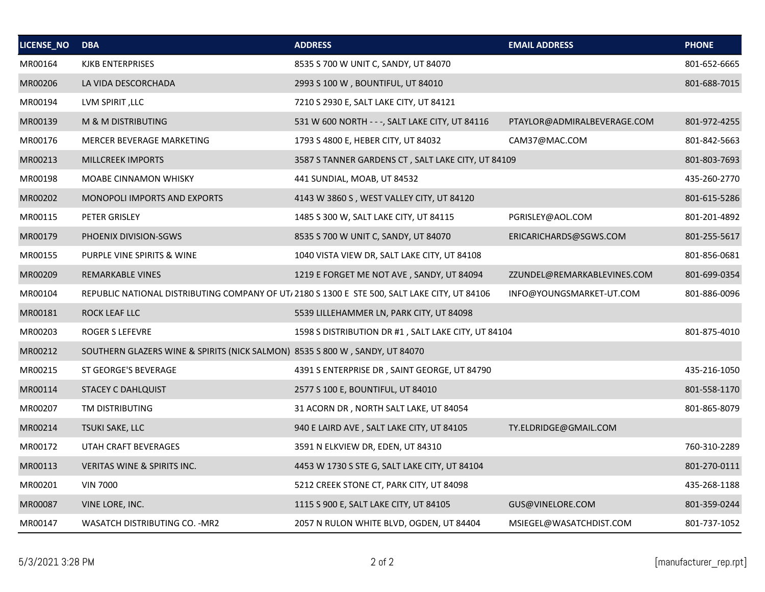| LICENSE_NO | DBA | ADDRESS | EMAIL ADDRESS | PHONE |
|---|---|---|---|---|
| MR00164 | KJKB ENTERPRISES | 8535 S 700 W UNIT C, SANDY, UT 84070 | | 801-652-6665 |
| MR00206 | LA VIDA DESCORCHADA | 2993 S 100 W , BOUNTIFUL, UT 84010 | | 801-688-7015 |
| MR00194 | LVM SPIRIT ,LLC | 7210 S 2930 E, SALT LAKE CITY, UT 84121 | | |
| MR00139 | M & M DISTRIBUTING | 531 W 600 NORTH - - -, SALT LAKE CITY, UT 84116 | PTAYLOR@ADMIRALBEVERAGE.COM | 801-972-4255 |
| MR00176 | MERCER BEVERAGE MARKETING | 1793 S 4800 E, HEBER CITY, UT 84032 | CAM37@MAC.COM | 801-842-5663 |
| MR00213 | MILLCREEK IMPORTS | 3587 S TANNER GARDENS CT , SALT LAKE CITY, UT 84109 | | 801-803-7693 |
| MR00198 | MOABE CINNAMON WHISKY | 441 SUNDIAL, MOAB, UT 84532 | | 435-260-2770 |
| MR00202 | MONOPOLI IMPORTS AND EXPORTS | 4143 W 3860 S , WEST VALLEY CITY, UT 84120 | | 801-615-5286 |
| MR00115 | PETER GRISLEY | 1485 S 300 W, SALT LAKE CITY, UT 84115 | PGRISLEY@AOL.COM | 801-201-4892 |
| MR00179 | PHOENIX DIVISION-SGWS | 8535 S 700 W UNIT C, SANDY, UT 84070 | ERICARICHARDS@SGWS.COM | 801-255-5617 |
| MR00155 | PURPLE VINE SPIRITS & WINE | 1040 VISTA VIEW DR, SALT LAKE CITY, UT 84108 | | 801-856-0681 |
| MR00209 | REMARKABLE VINES | 1219 E FORGET ME NOT AVE , SANDY, UT 84094 | ZZUNDEL@REMARKABLEVINES.COM | 801-699-0354 |
| MR00104 | REPUBLIC NATIONAL DISTRIBUTING COMPANY OF UT/ | 2180 S 1300 E STE 500, SALT LAKE CITY, UT 84106 | INFO@YOUNGSMARKET-UT.COM | 801-886-0096 |
| MR00181 | ROCK LEAF LLC | 5539 LILLEHAMMER LN, PARK CITY, UT 84098 | | |
| MR00203 | ROGER S LEFEVRE | 1598 S DISTRIBUTION DR #1 , SALT LAKE CITY, UT 84104 | | 801-875-4010 |
| MR00212 | SOUTHERN GLAZERS WINE & SPIRITS (NICK SALMON) | 8535 S 800 W , SANDY, UT 84070 | | |
| MR00215 | ST GEORGE'S BEVERAGE | 4391 S ENTERPRISE DR , SAINT GEORGE, UT 84790 | | 435-216-1050 |
| MR00114 | STACEY C DAHLQUIST | 2577 S 100 E, BOUNTIFUL, UT 84010 | | 801-558-1170 |
| MR00207 | TM DISTRIBUTING | 31 ACORN DR , NORTH SALT LAKE, UT 84054 | | 801-865-8079 |
| MR00214 | TSUKI SAKE, LLC | 940 E LAIRD AVE , SALT LAKE CITY, UT 84105 | TY.ELDRIDGE@GMAIL.COM | |
| MR00172 | UTAH CRAFT BEVERAGES | 3591 N ELKVIEW DR, EDEN, UT 84310 | | 760-310-2289 |
| MR00113 | VERITAS WINE & SPIRITS INC. | 4453 W 1730 S STE G, SALT LAKE CITY, UT 84104 | | 801-270-0111 |
| MR00201 | VIN 7000 | 5212 CREEK STONE CT, PARK CITY, UT 84098 | | 435-268-1188 |
| MR00087 | VINE LORE, INC. | 1115 S 900 E, SALT LAKE CITY, UT 84105 | GUS@VINELORE.COM | 801-359-0244 |
| MR00147 | WASATCH DISTRIBUTING CO. -MR2 | 2057 N RULON WHITE BLVD, OGDEN, UT 84404 | MSIEGEL@WASATCHDIST.COM | 801-737-1052 |